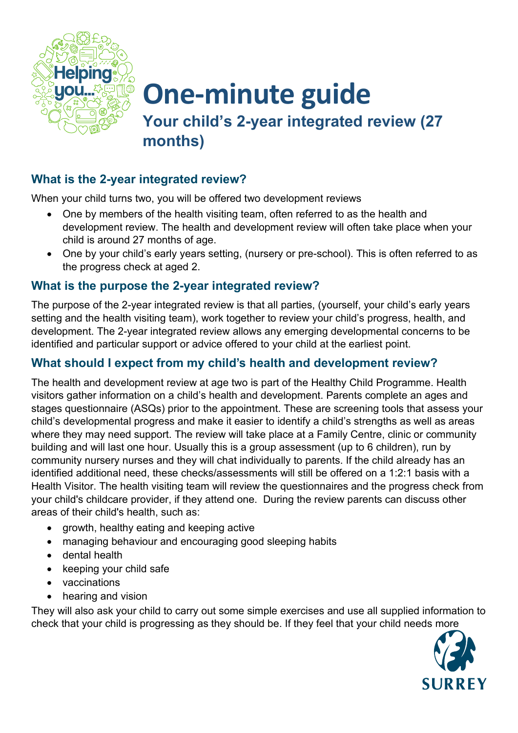# One-minute guide

## Your child's 2-year integrated review (27 months)

### What is the 2-year integrated review?

When your child turns two, you will be offered two development reviews

- One by members of the health visiting team, often referred to as the health and development review. The health and development review will often take place when your child is around 27 months of age.
- One by your child's early years setting, (nursery or pre-school). This is often referred to as the progress check at aged 2.

### What is the purpose the 2-year integrated review?

The purpose of the 2-year integrated review is that all parties, (yourself, your child's early years setting and the health visiting team), work together to review your child's progress, health, and development. The 2-year integrated review allows any emerging developmental concerns to be identified and particular support or advice offered to your child at the earliest point.

### What should I expect from my child's health and development review?

The health and development review at age two is part of the Healthy Child Programme. Health visitors gather information on a child's health and development. Parents complete an ages and stages questionnaire (ASQs) prior to the appointment. These are screening tools that assess your child's developmental progress and make it easier to identify a child's strengths as well as areas where they may need support. The review will take place at a Family Centre, clinic or community building and will last one hour. Usually this is a group assessment (up to 6 children), run by community nursery nurses and they will chat individually to parents. If the child already has an identified additional need, these checks/assessments will still be offered on a 1:2:1 basis with a Health Visitor. The health visiting team will review the questionnaires and the progress check from your child's childcare provider, if they attend one. During the review parents can discuss other areas of their child's health, such as:

- growth, healthy eating and keeping active
- managing behaviour and encouraging good sleeping habits
- dental health
- keeping your child safe
- vaccinations
- hearing and vision

They will also ask your child to carry out some simple exercises and use all supplied information to check that your child is progressing as they should be. If they feel that your child needs more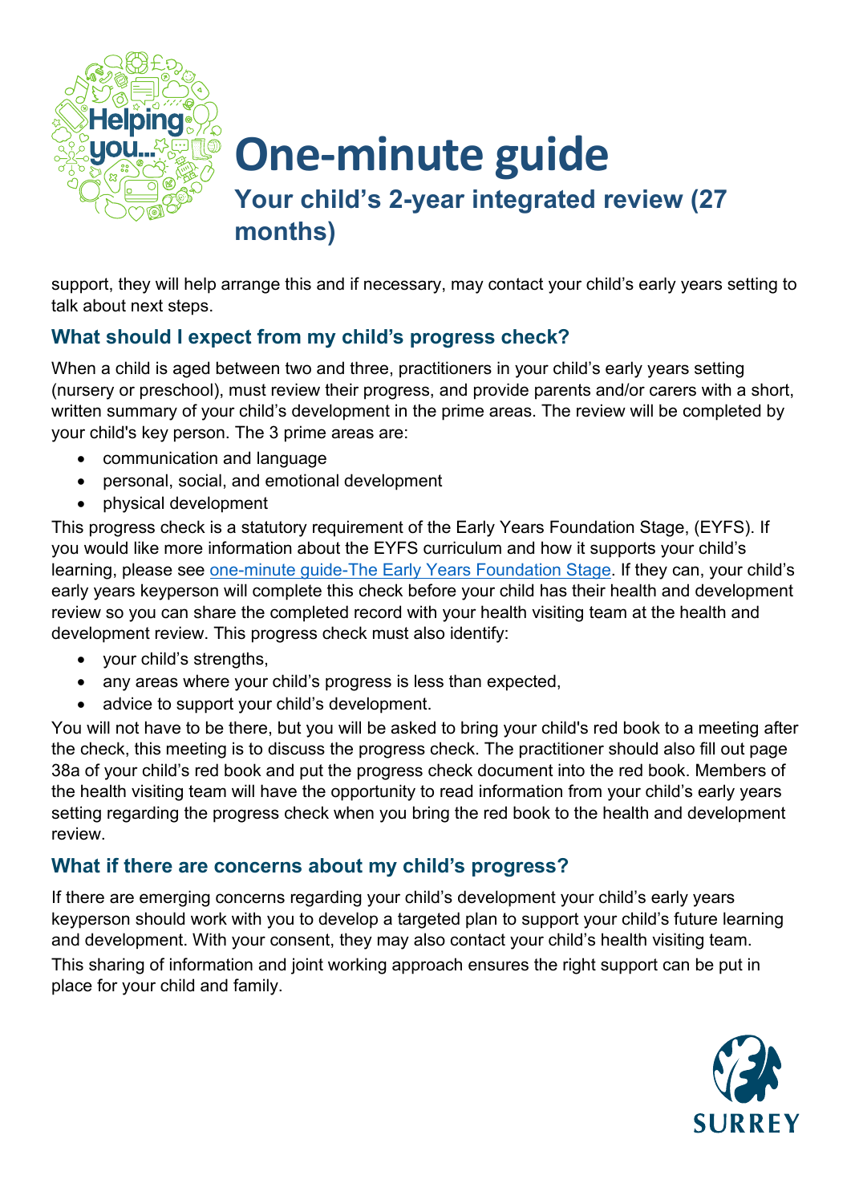# One-minute guide

## Your child's 2-year integrated review (27 months)

support, they will help arrange this and if necessary, may contact your child's early years setting to talk about next steps.

### What should I expect from my child's progress check?

When a child is aged between two and three, practitioners in your child's early years setting (nursery or preschool), must review their progress, and provide parents and/or carers with a short, written summary of your child's development in the prime areas. The review will be completed by your child's key person. The 3 prime areas are:

- communication and language
- personal, social, and emotional development
- physical development

This progress check is a statutory requirement of the Early Years Foundation Stage, (EYFS). If you would like more information about the EYFS curriculum and how it supports your child's learning, please see [one-minute guide-The Early Years Foundation Stage](). If they can, your child's early years keyperson will complete this check before your child has their health and development review so you can share the completed record with your health visiting team at the health and development review. This progress check must also identify:

- your child's strengths,
- any areas where your child's progress is less than expected,
- advice to support your child's development.

You will not have to be there, but you will be asked to bring your child's red book to a meeting after the check, this meeting is to discuss the progress check. The practitioner should also fill out page 38a of your child's red book and put the progress check document into the red book. Members of the health visiting team will have the opportunity to read information from your child's early years setting regarding the progress check when you bring the red book to the health and development review.

### What if there are concerns about my child's progress?

If there are emerging concerns regarding your child's development your child's early years keyperson should work with you to develop a targeted plan to support your child's future learning and development. With your consent, they may also contact your child's health visiting team.

This sharing of information and joint working approach ensures the right support can be put in place for your child and family.